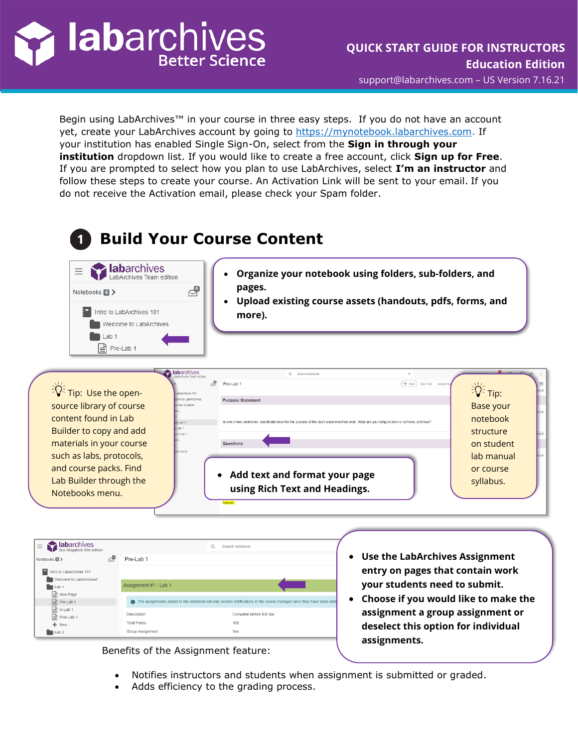# labarchives Better Science

**QUICK START GUIDE FOR INSTRUCTORS**
**Education Edition**
support@labarchives.com – US Version 7.16.21

Begin using LabArchives™ in your course in three easy steps. If you do not have an account yet, create your LabArchives account by going to https://mynotebook.labarchives.com. If your institution has enabled Single Sign-On, select from the **Sign in through your institution** dropdown list. If you would like to create a free account, click **Sign up for Free**. If you are prompted to select how you plan to use LabArchives, select **I'm an instructor** and follow these steps to create your course. An Activation Link will be sent to your email. If you do not receive the Activation email, please check your Spam folder.

## 1 Build Your Course Content

- **Organize your notebook using folders, sub-folders, and pages.**
- **Upload existing course assets (handouts, pdfs, forms, and more).**

Tip: Use the open-source library of course content found in Lab Builder to copy and add materials in your course such as labs, protocols, and course packs. Find Lab Builder through the Notebooks menu.

- **Add text and format your page using Rich Text and Headings.**

Tip: Base your notebook structure on student lab manual or course syllabus.

- **Use the LabArchives Assignment entry on pages that contain work your students need to submit.**
- **Choose if you would like to make the assignment a group assignment or deselect this option for individual assignments.**

Benefits of the Assignment feature:

- Notifies instructors and students when assignment is submitted or graded.
- Adds efficiency to the grading process.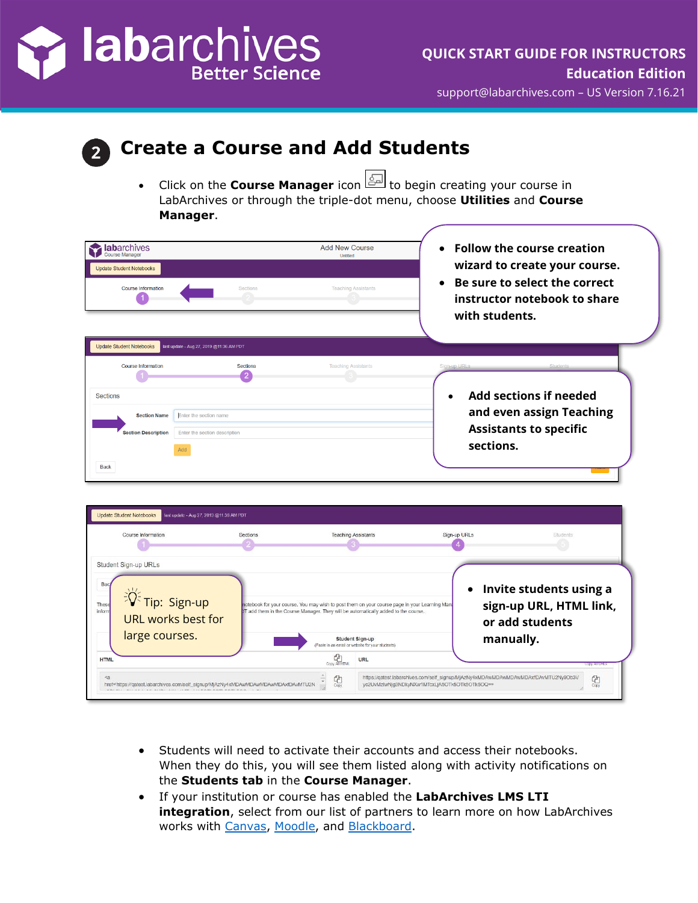## 2 Create a Course and Add Students

- Click on the **Course Manager** icon to begin creating your course in LabArchives or through the triple-dot menu, choose **Utilities** and **Course Manager**.

- **Follow the course creation wizard to create your course.**
- **Be sure to select the correct instructor notebook to share with students.**

- **Add sections if needed and even assign Teaching Assistants to specific sections.**

Tip: Sign-up URL works best for large courses.

- **Invite students using a sign-up URL, HTML link, or add students manually.**

- Students will need to activate their accounts and access their notebooks. When they do this, you will see them listed along with activity notifications on the **Students tab** in the **Course Manager**.
- If your institution or course has enabled the **LabArchives LMS LTI integration**, select from our list of partners to learn more on how LabArchives works with Canvas, Moodle, and Blackboard.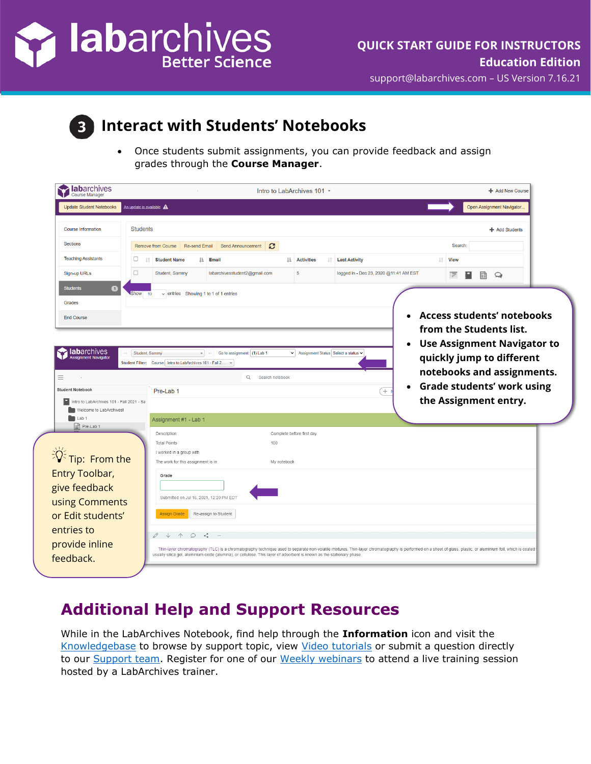## 3 Interact with Students' Notebooks

- Once students submit assignments, you can provide feedback and assign grades through the **Course Manager**.

- **Access students' notebooks from the Students list.**
- **Use Assignment Navigator to quickly jump to different notebooks and assignments.**
- **Grade students' work using the Assignment entry.**

Tip: From the Entry Toolbar, give feedback using Comments or Edit students' entries to provide inline feedback.

## Additional Help and Support Resources

While in the LabArchives Notebook, find help through the **Information** icon and visit the Knowledgebase to browse by support topic, view Video tutorials or submit a question directly to our Support team. Register for one of our Weekly webinars to attend a live training session hosted by a LabArchives trainer.